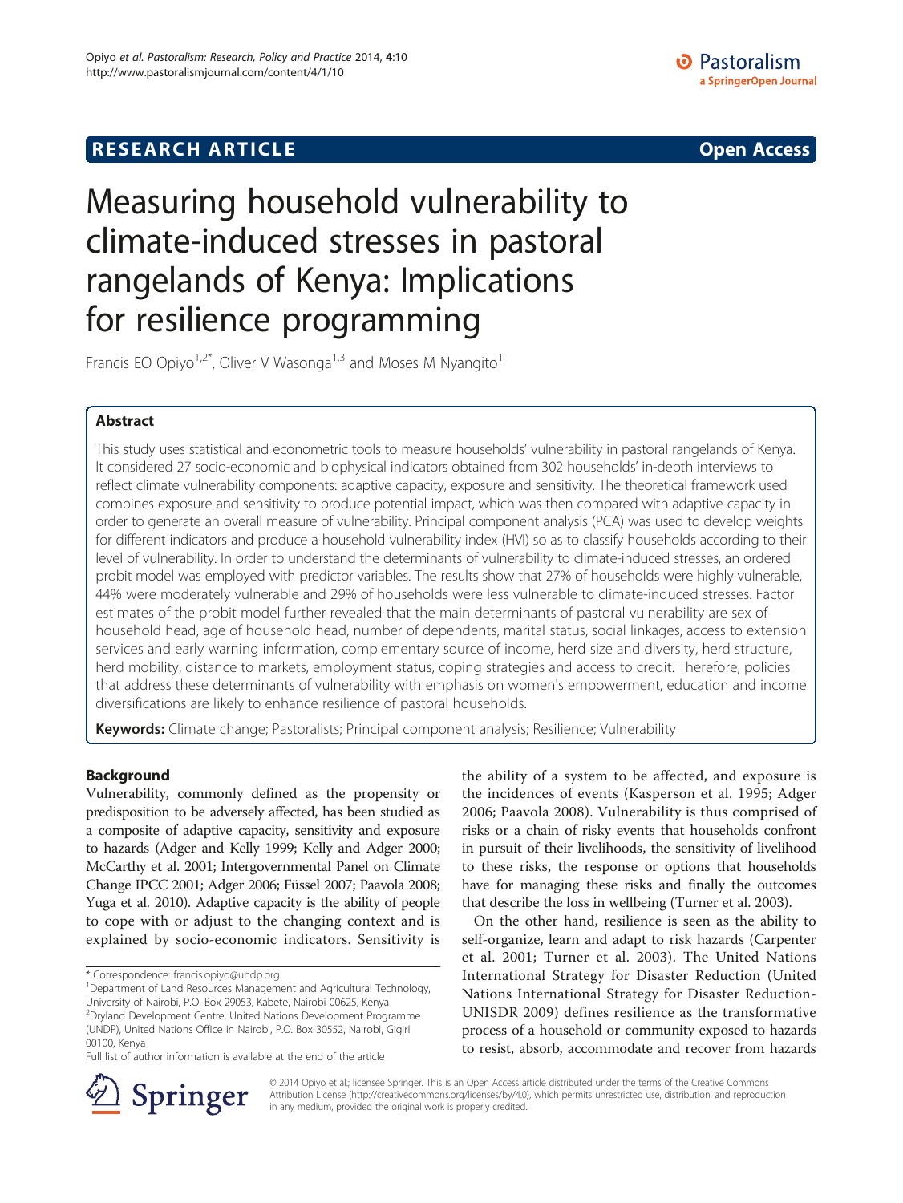**RESEARCH ARTICLE** **Open Access**

# Measuring household vulnerability to climate-induced stresses in pastoral rangelands of Kenya: Implications for resilience programming

Francis EO Opiyo[1,2*], Oliver V Wasonga[1,3] and Moses M Nyangito[1]

## Abstract

This study uses statistical and econometric tools to measure households' vulnerability in pastoral rangelands of Kenya. It considered 27 socio-economic and biophysical indicators obtained from 302 households' in-depth interviews to reflect climate vulnerability components: adaptive capacity, exposure and sensitivity. The theoretical framework used combines exposure and sensitivity to produce potential impact, which was then compared with adaptive capacity in order to generate an overall measure of vulnerability. Principal component analysis (PCA) was used to develop weights for different indicators and produce a household vulnerability index (HVI) so as to classify households according to their level of vulnerability. In order to understand the determinants of vulnerability to climate-induced stresses, an ordered probit model was employed with predictor variables. The results show that 27% of households were highly vulnerable, 44% were moderately vulnerable and 29% of households were less vulnerable to climate-induced stresses. Factor estimates of the probit model further revealed that the main determinants of pastoral vulnerability are sex of household head, age of household head, number of dependents, marital status, social linkages, access to extension services and early warning information, complementary source of income, herd size and diversity, herd structure, herd mobility, distance to markets, employment status, coping strategies and access to credit. Therefore, policies that address these determinants of vulnerability with emphasis on women's empowerment, education and income diversifications are likely to enhance resilience of pastoral households.

**Keywords:** Climate change; Pastoralists; Principal component analysis; Resilience; Vulnerability

## Background

Vulnerability, commonly defined as the propensity or predisposition to be adversely affected, has been studied as a composite of adaptive capacity, sensitivity and exposure to hazards (Adger and Kelly 1999; Kelly and Adger 2000; McCarthy et al. 2001; Intergovernmental Panel on Climate Change IPCC 2001; Adger 2006; Füssel 2007; Paavola 2008; Yuga et al. 2010). Adaptive capacity is the ability of people to cope with or adjust to the changing context and is explained by socio-economic indicators. Sensitivity is the ability of a system to be affected, and exposure is the incidences of events (Kasperson et al. 1995; Adger 2006; Paavola 2008). Vulnerability is thus comprised of risks or a chain of risky events that households confront in pursuit of their livelihoods, the sensitivity of livelihood to these risks, the response or options that households have for managing these risks and finally the outcomes that describe the loss in wellbeing (Turner et al. 2003).

On the other hand, resilience is seen as the ability to self-organize, learn and adapt to risk hazards (Carpenter et al. 2001; Turner et al. 2003). The United Nations International Strategy for Disaster Reduction (United Nations International Strategy for Disaster Reduction-UNISDR 2009) defines resilience as the transformative process of a household or community exposed to hazards to resist, absorb, accommodate and recover from hazards

\* Correspondence: francis.opiyo@undp.org

[1]Department of Land Resources Management and Agricultural Technology, University of Nairobi, P.O. Box 29053, Kabete, Nairobi 00625, Kenya

[2]Dryland Development Centre, United Nations Development Programme (UNDP), United Nations Office in Nairobi, P.O. Box 30552, Nairobi, Gigiri 00100, Kenya

Full list of author information is available at the end of the article

© 2014 Opiyo et al.; licensee Springer. This is an Open Access article distributed under the terms of the Creative Commons Attribution License (http://creativecommons.org/licenses/by/4.0), which permits unrestricted use, distribution, and reproduction in any medium, provided the original work is properly credited.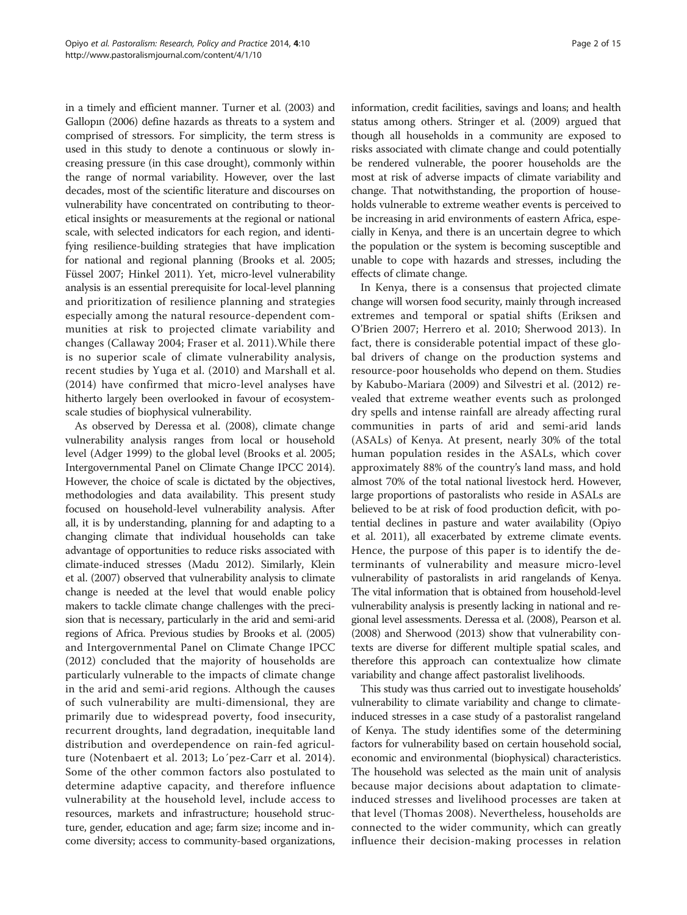in a timely and efficient manner. Turner et al. (2003) and Gallopın (2006) define hazards as threats to a system and comprised of stressors. For simplicity, the term stress is used in this study to denote a continuous or slowly increasing pressure (in this case drought), commonly within the range of normal variability. However, over the last decades, most of the scientific literature and discourses on vulnerability have concentrated on contributing to theoretical insights or measurements at the regional or national scale, with selected indicators for each region, and identifying resilience-building strategies that have implication for national and regional planning (Brooks et al. 2005; Füssel 2007; Hinkel 2011). Yet, micro-level vulnerability analysis is an essential prerequisite for local-level planning and prioritization of resilience planning and strategies especially among the natural resource-dependent communities at risk to projected climate variability and changes (Callaway 2004; Fraser et al. 2011).While there is no superior scale of climate vulnerability analysis, recent studies by Yuga et al. (2010) and Marshall et al. (2014) have confirmed that micro-level analyses have hitherto largely been overlooked in favour of ecosystem-scale studies of biophysical vulnerability.

As observed by Deressa et al. (2008), climate change vulnerability analysis ranges from local or household level (Adger 1999) to the global level (Brooks et al. 2005; Intergovernmental Panel on Climate Change IPCC 2014). However, the choice of scale is dictated by the objectives, methodologies and data availability. This present study focused on household-level vulnerability analysis. After all, it is by understanding, planning for and adapting to a changing climate that individual households can take advantage of opportunities to reduce risks associated with climate-induced stresses (Madu 2012). Similarly, Klein et al. (2007) observed that vulnerability analysis to climate change is needed at the level that would enable policy makers to tackle climate change challenges with the precision that is necessary, particularly in the arid and semi-arid regions of Africa. Previous studies by Brooks et al. (2005) and Intergovernmental Panel on Climate Change IPCC (2012) concluded that the majority of households are particularly vulnerable to the impacts of climate change in the arid and semi-arid regions. Although the causes of such vulnerability are multi-dimensional, they are primarily due to widespread poverty, food insecurity, recurrent droughts, land degradation, inequitable land distribution and overdependence on rain-fed agriculture (Notenbaert et al. 2013; Lo´pez-Carr et al. 2014). Some of the other common factors also postulated to determine adaptive capacity, and therefore influence vulnerability at the household level, include access to resources, markets and infrastructure; household structure, gender, education and age; farm size; income and income diversity; access to community-based organizations, information, credit facilities, savings and loans; and health status among others. Stringer et al. (2009) argued that though all households in a community are exposed to risks associated with climate change and could potentially be rendered vulnerable, the poorer households are the most at risk of adverse impacts of climate variability and change. That notwithstanding, the proportion of households vulnerable to extreme weather events is perceived to be increasing in arid environments of eastern Africa, especially in Kenya, and there is an uncertain degree to which the population or the system is becoming susceptible and unable to cope with hazards and stresses, including the effects of climate change.

In Kenya, there is a consensus that projected climate change will worsen food security, mainly through increased extremes and temporal or spatial shifts (Eriksen and O'Brien 2007; Herrero et al. 2010; Sherwood 2013). In fact, there is considerable potential impact of these global drivers of change on the production systems and resource-poor households who depend on them. Studies by Kabubo-Mariara (2009) and Silvestri et al. (2012) revealed that extreme weather events such as prolonged dry spells and intense rainfall are already affecting rural communities in parts of arid and semi-arid lands (ASALs) of Kenya. At present, nearly 30% of the total human population resides in the ASALs, which cover approximately 88% of the country's land mass, and hold almost 70% of the total national livestock herd. However, large proportions of pastoralists who reside in ASALs are believed to be at risk of food production deficit, with potential declines in pasture and water availability (Opiyo et al. 2011), all exacerbated by extreme climate events. Hence, the purpose of this paper is to identify the determinants of vulnerability and measure micro-level vulnerability of pastoralists in arid rangelands of Kenya. The vital information that is obtained from household-level vulnerability analysis is presently lacking in national and regional level assessments. Deressa et al. (2008), Pearson et al. (2008) and Sherwood (2013) show that vulnerability contexts are diverse for different multiple spatial scales, and therefore this approach can contextualize how climate variability and change affect pastoralist livelihoods.

This study was thus carried out to investigate households' vulnerability to climate variability and change to climate-induced stresses in a case study of a pastoralist rangeland of Kenya. The study identifies some of the determining factors for vulnerability based on certain household social, economic and environmental (biophysical) characteristics. The household was selected as the main unit of analysis because major decisions about adaptation to climate-induced stresses and livelihood processes are taken at that level (Thomas 2008). Nevertheless, households are connected to the wider community, which can greatly influence their decision-making processes in relation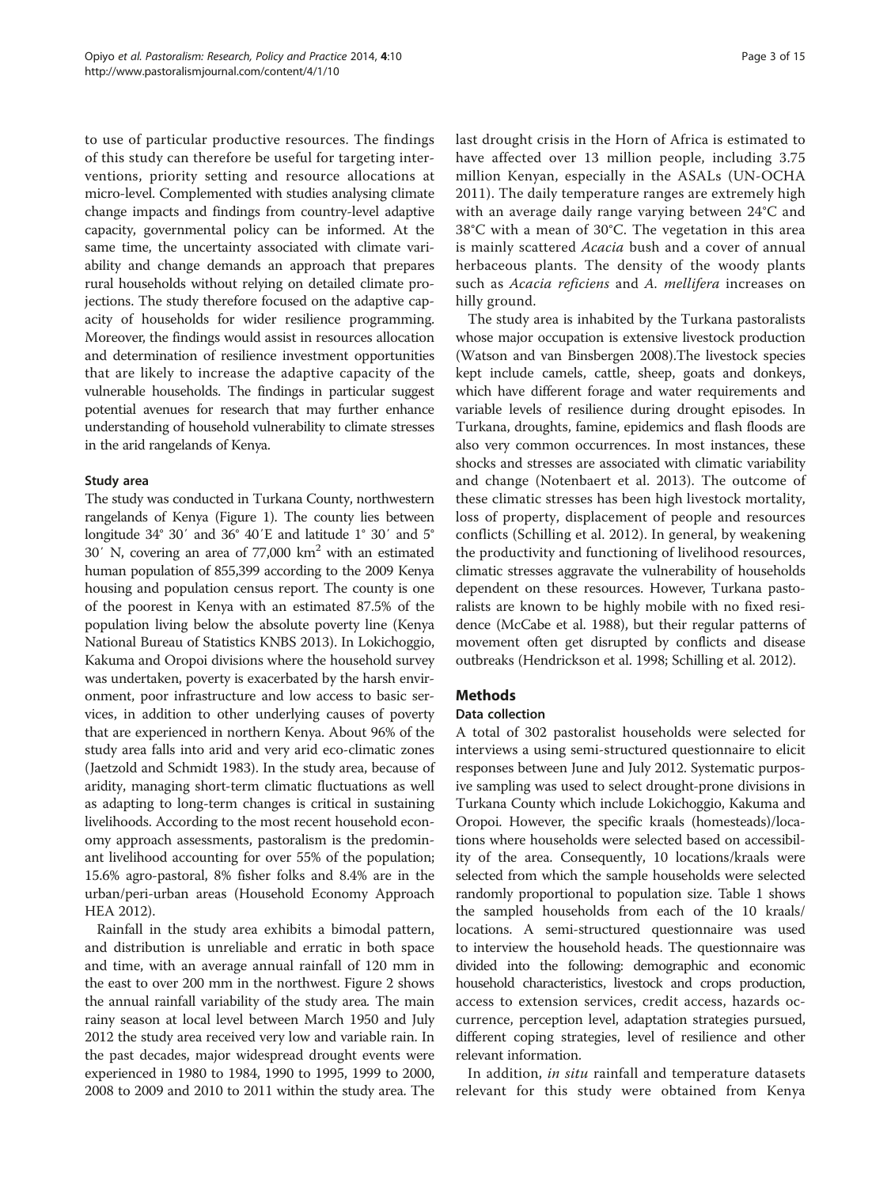to use of particular productive resources. The findings of this study can therefore be useful for targeting interventions, priority setting and resource allocations at micro-level. Complemented with studies analysing climate change impacts and findings from country-level adaptive capacity, governmental policy can be informed. At the same time, the uncertainty associated with climate variability and change demands an approach that prepares rural households without relying on detailed climate projections. The study therefore focused on the adaptive capacity of households for wider resilience programming. Moreover, the findings would assist in resources allocation and determination of resilience investment opportunities that are likely to increase the adaptive capacity of the vulnerable households. The findings in particular suggest potential avenues for research that may further enhance understanding of household vulnerability to climate stresses in the arid rangelands of Kenya.

### Study area

The study was conducted in Turkana County, northwestern rangelands of Kenya (Figure 1). The county lies between longitude 34° 30′ and 36° 40′E and latitude 1° 30′ and 5° 30′ N, covering an area of 77,000 km$^2$ with an estimated human population of 855,399 according to the 2009 Kenya housing and population census report. The county is one of the poorest in Kenya with an estimated 87.5% of the population living below the absolute poverty line (Kenya National Bureau of Statistics KNBS 2013). In Lokichoggio, Kakuma and Oropoi divisions where the household survey was undertaken, poverty is exacerbated by the harsh environment, poor infrastructure and low access to basic services, in addition to other underlying causes of poverty that are experienced in northern Kenya. About 96% of the study area falls into arid and very arid eco-climatic zones (Jaetzold and Schmidt 1983). In the study area, because of aridity, managing short-term climatic fluctuations as well as adapting to long-term changes is critical in sustaining livelihoods. According to the most recent household economy approach assessments, pastoralism is the predominant livelihood accounting for over 55% of the population; 15.6% agro-pastoral, 8% fisher folks and 8.4% are in the urban/peri-urban areas (Household Economy Approach HEA 2012).

Rainfall in the study area exhibits a bimodal pattern, and distribution is unreliable and erratic in both space and time, with an average annual rainfall of 120 mm in the east to over 200 mm in the northwest. Figure 2 shows the annual rainfall variability of the study area. The main rainy season at local level between March 1950 and July 2012 the study area received very low and variable rain. In the past decades, major widespread drought events were experienced in 1980 to 1984, 1990 to 1995, 1999 to 2000, 2008 to 2009 and 2010 to 2011 within the study area. The last drought crisis in the Horn of Africa is estimated to have affected over 13 million people, including 3.75 million Kenyan, especially in the ASALs (UN-OCHA 2011). The daily temperature ranges are extremely high with an average daily range varying between 24°C and 38°C with a mean of 30°C. The vegetation in this area is mainly scattered *Acacia* bush and a cover of annual herbaceous plants. The density of the woody plants such as *Acacia reficiens* and *A. mellifera* increases on hilly ground.

The study area is inhabited by the Turkana pastoralists whose major occupation is extensive livestock production (Watson and van Binsbergen 2008).The livestock species kept include camels, cattle, sheep, goats and donkeys, which have different forage and water requirements and variable levels of resilience during drought episodes. In Turkana, droughts, famine, epidemics and flash floods are also very common occurrences. In most instances, these shocks and stresses are associated with climatic variability and change (Notenbaert et al. 2013). The outcome of these climatic stresses has been high livestock mortality, loss of property, displacement of people and resources conflicts (Schilling et al. 2012). In general, by weakening the productivity and functioning of livelihood resources, climatic stresses aggravate the vulnerability of households dependent on these resources. However, Turkana pastoralists are known to be highly mobile with no fixed residence (McCabe et al. 1988), but their regular patterns of movement often get disrupted by conflicts and disease outbreaks (Hendrickson et al. 1998; Schilling et al. 2012).

## Methods

### Data collection

A total of 302 pastoralist households were selected for interviews a using semi-structured questionnaire to elicit responses between June and July 2012. Systematic purposive sampling was used to select drought-prone divisions in Turkana County which include Lokichoggio, Kakuma and Oropoi. However, the specific kraals (homesteads)/locations where households were selected based on accessibility of the area. Consequently, 10 locations/kraals were selected from which the sample households were selected randomly proportional to population size. Table 1 shows the sampled households from each of the 10 kraals/locations. A semi-structured questionnaire was used to interview the household heads. The questionnaire was divided into the following: demographic and economic household characteristics, livestock and crops production, access to extension services, credit access, hazards occurrence, perception level, adaptation strategies pursued, different coping strategies, level of resilience and other relevant information.

In addition, *in situ* rainfall and temperature datasets relevant for this study were obtained from Kenya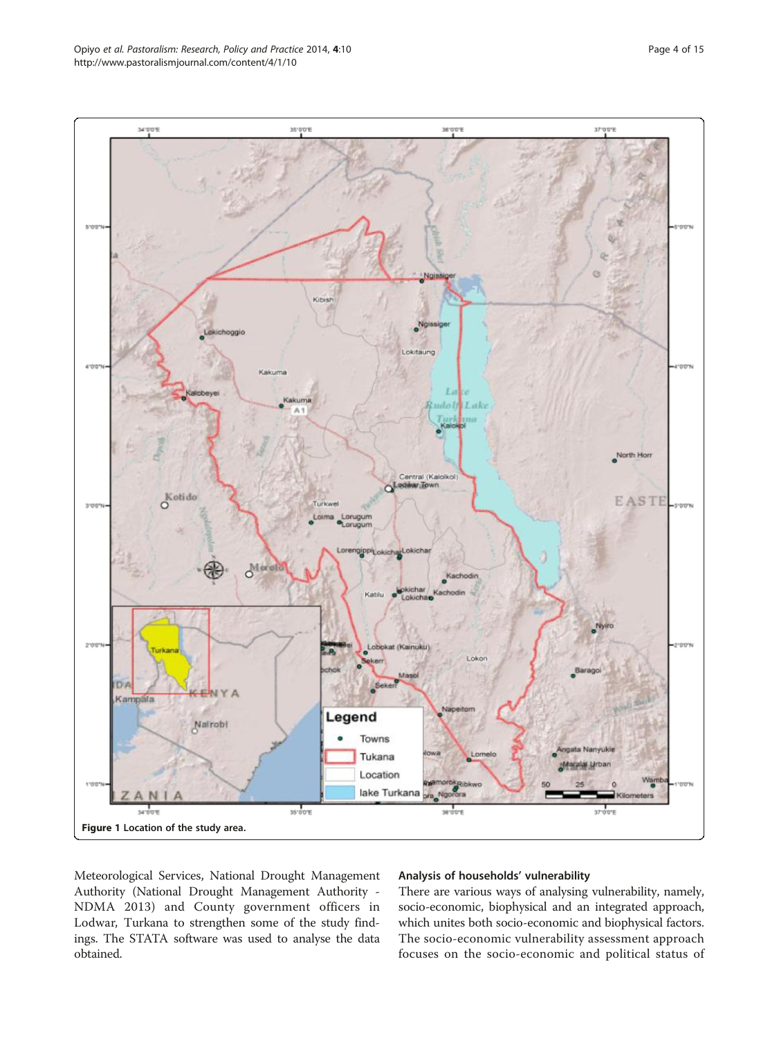Figure 1 Location of the study area.

Meteorological Services, National Drought Management Authority (National Drought Management Authority - NDMA 2013) and County government officers in Lodwar, Turkana to strengthen some of the study findings. The STATA software was used to analyse the data obtained.

## Analysis of households' vulnerability

There are various ways of analysing vulnerability, namely, socio-economic, biophysical and an integrated approach, which unites both socio-economic and biophysical factors. The socio-economic vulnerability assessment approach focuses on the socio-economic and political status of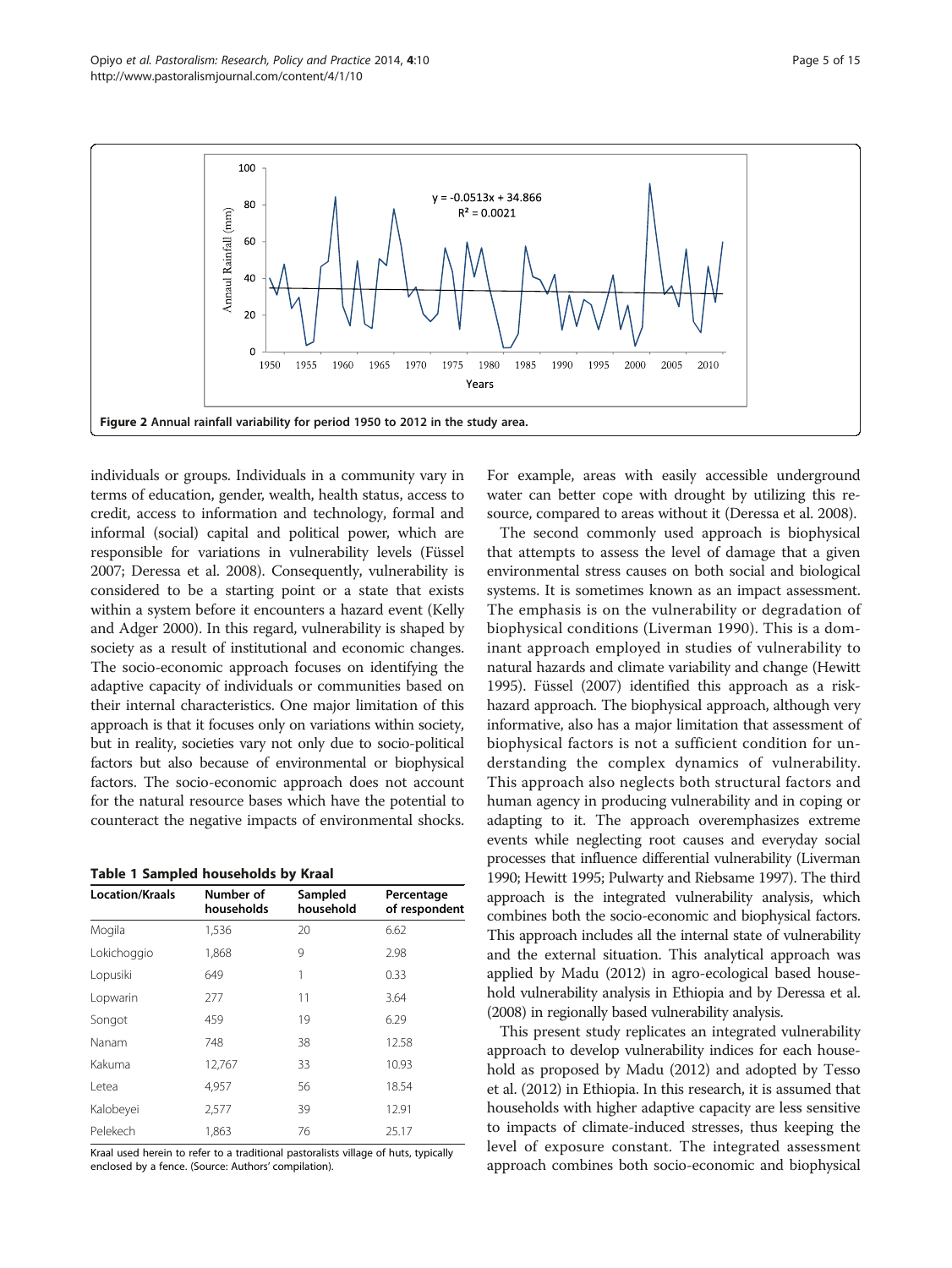Figure 2 Annual rainfall variability for period 1950 to 2012 in the study area.

individuals or groups. Individuals in a community vary in terms of education, gender, wealth, health status, access to credit, access to information and technology, formal and informal (social) capital and political power, which are responsible for variations in vulnerability levels (Füssel 2007; Deressa et al. 2008). Consequently, vulnerability is considered to be a starting point or a state that exists within a system before it encounters a hazard event (Kelly and Adger 2000). In this regard, vulnerability is shaped by society as a result of institutional and economic changes. The socio-economic approach focuses on identifying the adaptive capacity of individuals or communities based on their internal characteristics. One major limitation of this approach is that it focuses only on variations within society, but in reality, societies vary not only due to socio-political factors but also because of environmental or biophysical factors. The socio-economic approach does not account for the natural resource bases which have the potential to counteract the negative impacts of environmental shocks.

**Table 1 Sampled households by Kraal**

| Location/Kraals | Number of households | Sampled household | Percentage of respondent |
|---|---|---|---|
| Mogila | 1,536 | 20 | 6.62 |
| Lokichoggio | 1,868 | 9 | 2.98 |
| Lopusiki | 649 | 1 | 0.33 |
| Lopwarin | 277 | 11 | 3.64 |
| Songot | 459 | 19 | 6.29 |
| Nanam | 748 | 38 | 12.58 |
| Kakuma | 12,767 | 33 | 10.93 |
| Letea | 4,957 | 56 | 18.54 |
| Kalobeyei | 2,577 | 39 | 12.91 |
| Pelekech | 1,863 | 76 | 25.17 |

Kraal used herein to refer to a traditional pastoralists village of huts, typically enclosed by a fence. (Source: Authors' compilation).

For example, areas with easily accessible underground water can better cope with drought by utilizing this resource, compared to areas without it (Deressa et al. 2008).

The second commonly used approach is biophysical that attempts to assess the level of damage that a given environmental stress causes on both social and biological systems. It is sometimes known as an impact assessment. The emphasis is on the vulnerability or degradation of biophysical conditions (Liverman 1990). This is a dominant approach employed in studies of vulnerability to natural hazards and climate variability and change (Hewitt 1995). Füssel (2007) identified this approach as a risk-hazard approach. The biophysical approach, although very informative, also has a major limitation that assessment of biophysical factors is not a sufficient condition for understanding the complex dynamics of vulnerability. This approach also neglects both structural factors and human agency in producing vulnerability and in coping or adapting to it. The approach overemphasizes extreme events while neglecting root causes and everyday social processes that influence differential vulnerability (Liverman 1990; Hewitt 1995; Pulwarty and Riebsame 1997). The third approach is the integrated vulnerability analysis, which combines both the socio-economic and biophysical factors. This approach includes all the internal state of vulnerability and the external situation. This analytical approach was applied by Madu (2012) in agro-ecological based household vulnerability analysis in Ethiopia and by Deressa et al. (2008) in regionally based vulnerability analysis.

This present study replicates an integrated vulnerability approach to develop vulnerability indices for each household as proposed by Madu (2012) and adopted by Tesso et al. (2012) in Ethiopia. In this research, it is assumed that households with higher adaptive capacity are less sensitive to impacts of climate-induced stresses, thus keeping the level of exposure constant. The integrated assessment approach combines both socio-economic and biophysical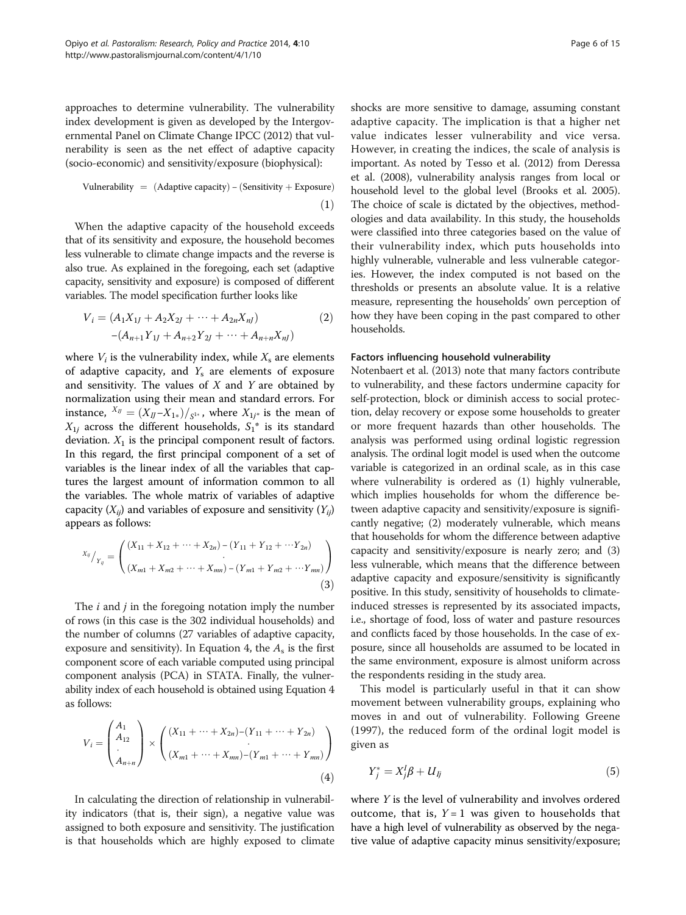approaches to determine vulnerability. The vulnerability index development is given as developed by the Intergovernmental Panel on Climate Change IPCC (2012) that vulnerability is seen as the net effect of adaptive capacity (socio-economic) and sensitivity/exposure (biophysical):

$$\text{Vulnerability} = (\text{Adaptive capacity}) - (\text{Sensitivity} + \text{Exposure}) \tag{1}$$

When the adaptive capacity of the household exceeds that of its sensitivity and exposure, the household becomes less vulnerable to climate change impacts and the reverse is also true. As explained in the foregoing, each set (adaptive capacity, sensitivity and exposure) is composed of different variables. The model specification further looks like

$$\begin{aligned} V_i = &(A_1 X_{1J} + A_2 X_{2J} + \cdots + A_{2n} X_{nJ}) \\ &-(A_{n+1} Y_{1J} + A_{n+2} Y_{2J} + \cdots + A_{n+n} X_{nJ}) \end{aligned} \tag{2}$$

where $V_i$ is the vulnerability index, while $X_s$ are elements of adaptive capacity, and $Y_s$ are elements of exposure and sensitivity. The values of $X$ and $Y$ are obtained by normalization using their mean and standard errors. For instance, $X_{IJ} = (X_{IJ} - X_{1*})/_{S^{1*}}$, where $X_{1j^*}$ is the mean of $X_{1j}$ across the different households, $S_1^*$ is its standard deviation. $X_1$ is the principal component result of factors. In this regard, the first principal component of a set of variables is the linear index of all the variables that captures the largest amount of information common to all the variables. The whole matrix of variables of adaptive capacity ($X_{ij}$) and variables of exposure and sensitivity ($Y_{ij}$) appears as follows:

$$X_{ij}/_{Y_{ij}} = \begin{pmatrix} (X_{11} + X_{12} + \cdots + X_{2n}) - (Y_{11} + Y_{12} + \cdots Y_{2n}) \\ \cdot \\ (X_{m1} + X_{m2} + \cdots + X_{mn}) - (Y_{m1} + Y_{m2} + \cdots Y_{mn}) \end{pmatrix} \tag{3}$$

The $i$ and $j$ in the foregoing notation imply the number of rows (in this case is the 302 individual households) and the number of columns (27 variables of adaptive capacity, exposure and sensitivity). In Equation 4, the $A_s$ is the first component score of each variable computed using principal component analysis (PCA) in STATA. Finally, the vulnerability index of each household is obtained using Equation 4 as follows:

$$V_i = \begin{pmatrix} A_1 \\ A_{12} \\ \cdot \\ A_{n+n} \end{pmatrix} \times \begin{pmatrix} (X_{11} + \cdots + X_{2n}) - (Y_{11} + \cdots + Y_{2n}) \\ \cdot \\ (X_{m1} + \cdots + X_{mn}) - (Y_{m1} + \cdots + Y_{mn}) \end{pmatrix} \tag{4}$$

In calculating the direction of relationship in vulnerability indicators (that is, their sign), a negative value was assigned to both exposure and sensitivity. The justification is that households which are highly exposed to climate shocks are more sensitive to damage, assuming constant adaptive capacity. The implication is that a higher net value indicates lesser vulnerability and vice versa. However, in creating the indices, the scale of analysis is important. As noted by Tesso et al. (2012) from Deressa et al. (2008), vulnerability analysis ranges from local or household level to the global level (Brooks et al. 2005). The choice of scale is dictated by the objectives, methodologies and data availability. In this study, the households were classified into three categories based on the value of their vulnerability index, which puts households into highly vulnerable, vulnerable and less vulnerable categories. However, the index computed is not based on the thresholds or presents an absolute value. It is a relative measure, representing the households' own perception of how they have been coping in the past compared to other households.

### Factors influencing household vulnerability

Notenbaert et al. (2013) note that many factors contribute to vulnerability, and these factors undermine capacity for self-protection, block or diminish access to social protection, delay recovery or expose some households to greater or more frequent hazards than other households. The analysis was performed using ordinal logistic regression analysis. The ordinal logit model is used when the outcome variable is categorized in an ordinal scale, as in this case where vulnerability is ordered as (1) highly vulnerable, which implies households for whom the difference between adaptive capacity and sensitivity/exposure is significantly negative; (2) moderately vulnerable, which means that households for whom the difference between adaptive capacity and sensitivity/exposure is nearly zero; and (3) less vulnerable, which means that the difference between adaptive capacity and exposure/sensitivity is significantly positive. In this study, sensitivity of households to climate-induced stresses is represented by its associated impacts, i.e., shortage of food, loss of water and pasture resources and conflicts faced by those households. In the case of exposure, since all households are assumed to be located in the same environment, exposure is almost uniform across the respondents residing in the study area.

This model is particularly useful in that it can show movement between vulnerability groups, explaining who moves in and out of vulnerability. Following Greene (1997), the reduced form of the ordinal logit model is given as

$$Y_j^* = X_j^I \beta + U_{Ij} \tag{5}$$

where $Y$ is the level of vulnerability and involves ordered outcome, that is, $Y = 1$ was given to households that have a high level of vulnerability as observed by the negative value of adaptive capacity minus sensitivity/exposure;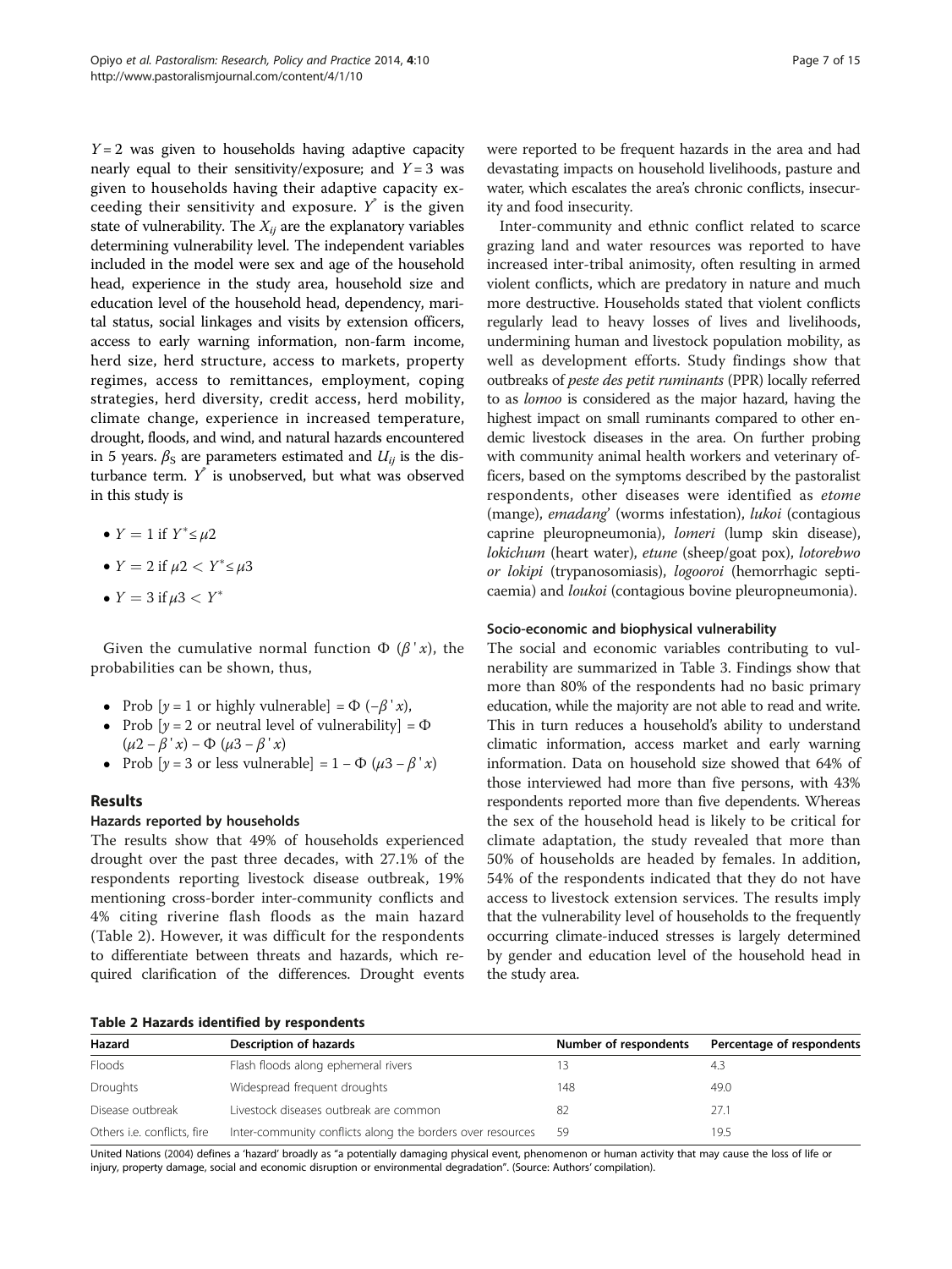$Y = 2$ was given to households having adaptive capacity nearly equal to their sensitivity/exposure; and $Y = 3$ was given to households having their adaptive capacity exceeding their sensitivity and exposure. $Y^*$ is the given state of vulnerability. The $X_{ij}$ are the explanatory variables determining vulnerability level. The independent variables included in the model were sex and age of the household head, experience in the study area, household size and education level of the household head, dependency, marital status, social linkages and visits by extension officers, access to early warning information, non-farm income, herd size, herd structure, access to markets, property regimes, access to remittances, employment, coping strategies, herd diversity, credit access, herd mobility, climate change, experience in increased temperature, drought, floods, and wind, and natural hazards encountered in 5 years. $\beta_S$ are parameters estimated and $U_{ij}$ is the disturbance term. $Y^*$ is unobserved, but what was observed in this study is

- $Y = 1$ if $Y^* \leq \mu 2$
- $Y = 2$ if $\mu 2 < Y^* \leq \mu 3$
- $Y = 3$ if $\mu 3 < Y^*$

Given the cumulative normal function $\Phi\ (\beta' x)$, the probabilities can be shown, thus,

- Prob [$y = 1$ or highly vulnerable] = $\Phi\ (-\beta' x)$,
- Prob [$y = 2$ or neutral level of vulnerability] = $\Phi\ (\mu 2 - \beta' x) - \Phi\ (\mu 3 - \beta' x)$
- Prob [$y = 3$ or less vulnerable] = $1 - \Phi\ (\mu 3 - \beta' x)$

## Results

### Hazards reported by households

The results show that 49% of households experienced drought over the past three decades, with 27.1% of the respondents reporting livestock disease outbreak, 19% mentioning cross-border inter-community conflicts and 4% citing riverine flash floods as the main hazard (Table 2). However, it was difficult for the respondents to differentiate between threats and hazards, which required clarification of the differences. Drought events were reported to be frequent hazards in the area and had devastating impacts on household livelihoods, pasture and water, which escalates the area's chronic conflicts, insecurity and food insecurity.

Inter-community and ethnic conflict related to scarce grazing land and water resources was reported to have increased inter-tribal animosity, often resulting in armed violent conflicts, which are predatory in nature and much more destructive. Households stated that violent conflicts regularly lead to heavy losses of lives and livelihoods, undermining human and livestock population mobility, as well as development efforts. Study findings show that outbreaks of *peste des petit ruminants* (PPR) locally referred to as *lomoo* is considered as the major hazard, having the highest impact on small ruminants compared to other endemic livestock diseases in the area. On further probing with community animal health workers and veterinary officers, based on the symptoms described by the pastoralist respondents, other diseases were identified as *etome* (mange), *emadang*' (worms infestation), *lukoi* (contagious caprine pleuropneumonia), *lomeri* (lump skin disease), *lokichum* (heart water), *etune* (sheep/goat pox), *lotorebwo or lokipi* (trypanosomiasis), *logooroi* (hemorrhagic septicaemia) and *loukoi* (contagious bovine pleuropneumonia).

### Socio-economic and biophysical vulnerability

The social and economic variables contributing to vulnerability are summarized in Table 3. Findings show that more than 80% of the respondents had no basic primary education, while the majority are not able to read and write. This in turn reduces a household's ability to understand climatic information, access market and early warning information. Data on household size showed that 64% of those interviewed had more than five persons, with 43% respondents reported more than five dependents. Whereas the sex of the household head is likely to be critical for climate adaptation, the study revealed that more than 50% of households are headed by females. In addition, 54% of the respondents indicated that they do not have access to livestock extension services. The results imply that the vulnerability level of households to the frequently occurring climate-induced stresses is largely determined by gender and education level of the household head in the study area.

**Table 2 Hazards identified by respondents**

| Hazard | Description of hazards | Number of respondents | Percentage of respondents |
|---|---|---|---|
| Floods | Flash floods along ephemeral rivers | 13 | 4.3 |
| Droughts | Widespread frequent droughts | 148 | 49.0 |
| Disease outbreak | Livestock diseases outbreak are common | 82 | 27.1 |
| Others i.e. conflicts, fire | Inter-community conflicts along the borders over resources | 59 | 19.5 |

United Nations (2004) defines a 'hazard' broadly as "a potentially damaging physical event, phenomenon or human activity that may cause the loss of life or injury, property damage, social and economic disruption or environmental degradation". (Source: Authors' compilation).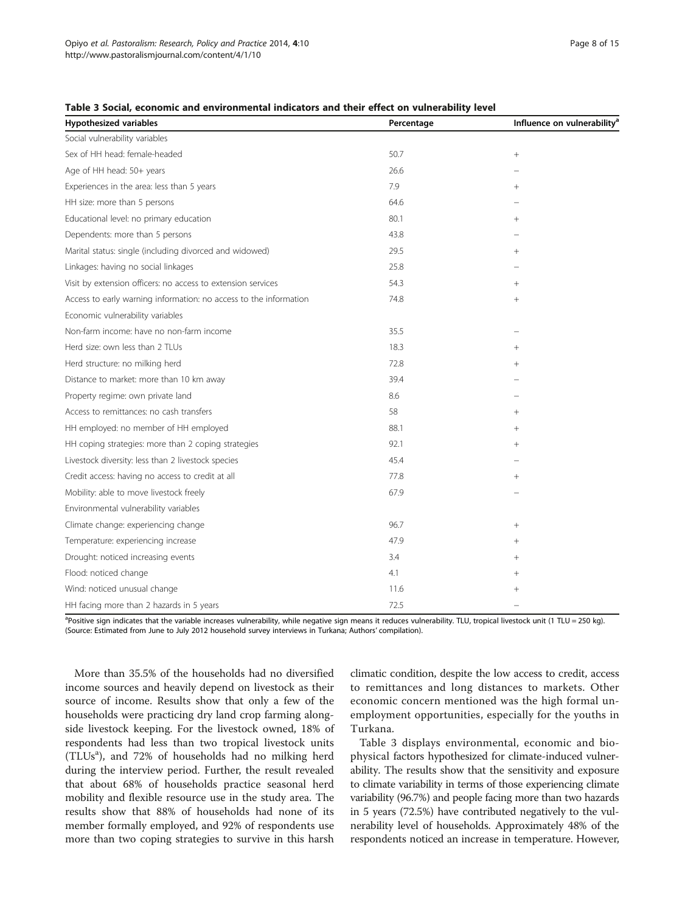**Table 3 Social, economic and environmental indicators and their effect on vulnerability level**

| Hypothesized variables | Percentage | Influence on vulnerability[a] |
|---|---|---|
| Social vulnerability variables | | |
| Sex of HH head: female-headed | 50.7 | + |
| Age of HH head: 50+ years | 26.6 | − |
| Experiences in the area: less than 5 years | 7.9 | + |
| HH size: more than 5 persons | 64.6 | − |
| Educational level: no primary education | 80.1 | + |
| Dependents: more than 5 persons | 43.8 | − |
| Marital status: single (including divorced and widowed) | 29.5 | + |
| Linkages: having no social linkages | 25.8 | − |
| Visit by extension officers: no access to extension services | 54.3 | + |
| Access to early warning information: no access to the information | 74.8 | + |
| Economic vulnerability variables | | |
| Non-farm income: have no non-farm income | 35.5 | − |
| Herd size: own less than 2 TLUs | 18.3 | + |
| Herd structure: no milking herd | 72.8 | + |
| Distance to market: more than 10 km away | 39.4 | − |
| Property regime: own private land | 8.6 | − |
| Access to remittances: no cash transfers | 58 | + |
| HH employed: no member of HH employed | 88.1 | + |
| HH coping strategies: more than 2 coping strategies | 92.1 | + |
| Livestock diversity: less than 2 livestock species | 45.4 | − |
| Credit access: having no access to credit at all | 77.8 | + |
| Mobility: able to move livestock freely | 67.9 | − |
| Environmental vulnerability variables | | |
| Climate change: experiencing change | 96.7 | + |
| Temperature: experiencing increase | 47.9 | + |
| Drought: noticed increasing events | 3.4 | + |
| Flood: noticed change | 4.1 | + |
| Wind: noticed unusual change | 11.6 | + |
| HH facing more than 2 hazards in 5 years | 72.5 | − |

[a]Positive sign indicates that the variable increases vulnerability, while negative sign means it reduces vulnerability. TLU, tropical livestock unit (1 TLU = 250 kg). (Source: Estimated from June to July 2012 household survey interviews in Turkana; Authors' compilation).

More than 35.5% of the households had no diversified income sources and heavily depend on livestock as their source of income. Results show that only a few of the households were practicing dry land crop farming alongside livestock keeping. For the livestock owned, 18% of respondents had less than two tropical livestock units (TLUs[a]), and 72% of households had no milking herd during the interview period. Further, the result revealed that about 68% of households practice seasonal herd mobility and flexible resource use in the study area. The results show that 88% of households had none of its member formally employed, and 92% of respondents use more than two coping strategies to survive in this harsh climatic condition, despite the low access to credit, access to remittances and long distances to markets. Other economic concern mentioned was the high formal unemployment opportunities, especially for the youths in Turkana.

Table 3 displays environmental, economic and biophysical factors hypothesized for climate-induced vulnerability. The results show that the sensitivity and exposure to climate variability in terms of those experiencing climate variability (96.7%) and people facing more than two hazards in 5 years (72.5%) have contributed negatively to the vulnerability level of households. Approximately 48% of the respondents noticed an increase in temperature. However,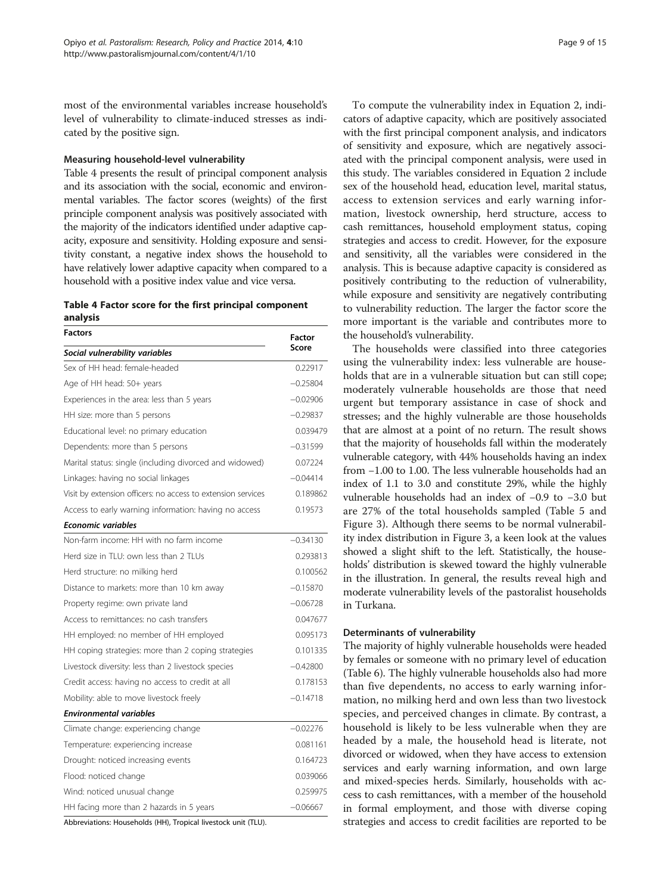most of the environmental variables increase household's level of vulnerability to climate-induced stresses as indicated by the positive sign.

### Measuring household-level vulnerability

Table 4 presents the result of principal component analysis and its association with the social, economic and environmental variables. The factor scores (weights) of the first principle component analysis was positively associated with the majority of the indicators identified under adaptive capacity, exposure and sensitivity. Holding exposure and sensitivity constant, a negative index shows the household to have relatively lower adaptive capacity when compared to a household with a positive index value and vice versa.

**Table 4 Factor score for the first principal component analysis**

| Factors | Factor Score |
|---|---|
| ***Social vulnerability variables*** | |
| Sex of HH head: female-headed | 0.22917 |
| Age of HH head: 50+ years | −0.25804 |
| Experiences in the area: less than 5 years | −0.02906 |
| HH size: more than 5 persons | −0.29837 |
| Educational level: no primary education | 0.039479 |
| Dependents: more than 5 persons | −0.31599 |
| Marital status: single (including divorced and widowed) | 0.07224 |
| Linkages: having no social linkages | −0.04414 |
| Visit by extension officers: no access to extension services | 0.189862 |
| Access to early warning information: having no access | 0.19573 |
| ***Economic variables*** | |
| Non-farm income: HH with no farm income | −0.34130 |
| Herd size in TLU: own less than 2 TLUs | 0.293813 |
| Herd structure: no milking herd | 0.100562 |
| Distance to markets: more than 10 km away | −0.15870 |
| Property regime: own private land | −0.06728 |
| Access to remittances: no cash transfers | 0.047677 |
| HH employed: no member of HH employed | 0.095173 |
| HH coping strategies: more than 2 coping strategies | 0.101335 |
| Livestock diversity: less than 2 livestock species | −0.42800 |
| Credit access: having no access to credit at all | 0.178153 |
| Mobility: able to move livestock freely | −0.14718 |
| ***Environmental variables*** | |
| Climate change: experiencing change | −0.02276 |
| Temperature: experiencing increase | 0.081161 |
| Drought: noticed increasing events | 0.164723 |
| Flood: noticed change | 0.039066 |
| Wind: noticed unusual change | 0.259975 |
| HH facing more than 2 hazards in 5 years | −0.06667 |

Abbreviations: Households (HH), Tropical livestock unit (TLU).

To compute the vulnerability index in Equation 2, indicators of adaptive capacity, which are positively associated with the first principal component analysis, and indicators of sensitivity and exposure, which are negatively associated with the principal component analysis, were used in this study. The variables considered in Equation 2 include sex of the household head, education level, marital status, access to extension services and early warning information, livestock ownership, herd structure, access to cash remittances, household employment status, coping strategies and access to credit. However, for the exposure and sensitivity, all the variables were considered in the analysis. This is because adaptive capacity is considered as positively contributing to the reduction of vulnerability, while exposure and sensitivity are negatively contributing to vulnerability reduction. The larger the factor score the more important is the variable and contributes more to the household's vulnerability.

The households were classified into three categories using the vulnerability index: less vulnerable are households that are in a vulnerable situation but can still cope; moderately vulnerable households are those that need urgent but temporary assistance in case of shock and stresses; and the highly vulnerable are those households that are almost at a point of no return. The result shows that the majority of households fall within the moderately vulnerable category, with 44% households having an index from −1.00 to 1.00. The less vulnerable households had an index of 1.1 to 3.0 and constitute 29%, while the highly vulnerable households had an index of −0.9 to −3.0 but are 27% of the total households sampled (Table 5 and Figure 3). Although there seems to be normal vulnerability index distribution in Figure 3, a keen look at the values showed a slight shift to the left. Statistically, the households' distribution is skewed toward the highly vulnerable in the illustration. In general, the results reveal high and moderate vulnerability levels of the pastoralist households in Turkana.

### Determinants of vulnerability

The majority of highly vulnerable households were headed by females or someone with no primary level of education (Table 6). The highly vulnerable households also had more than five dependents, no access to early warning information, no milking herd and own less than two livestock species, and perceived changes in climate. By contrast, a household is likely to be less vulnerable when they are headed by a male, the household head is literate, not divorced or widowed, when they have access to extension services and early warning information, and own large and mixed-species herds. Similarly, households with access to cash remittances, with a member of the household in formal employment, and those with diverse coping strategies and access to credit facilities are reported to be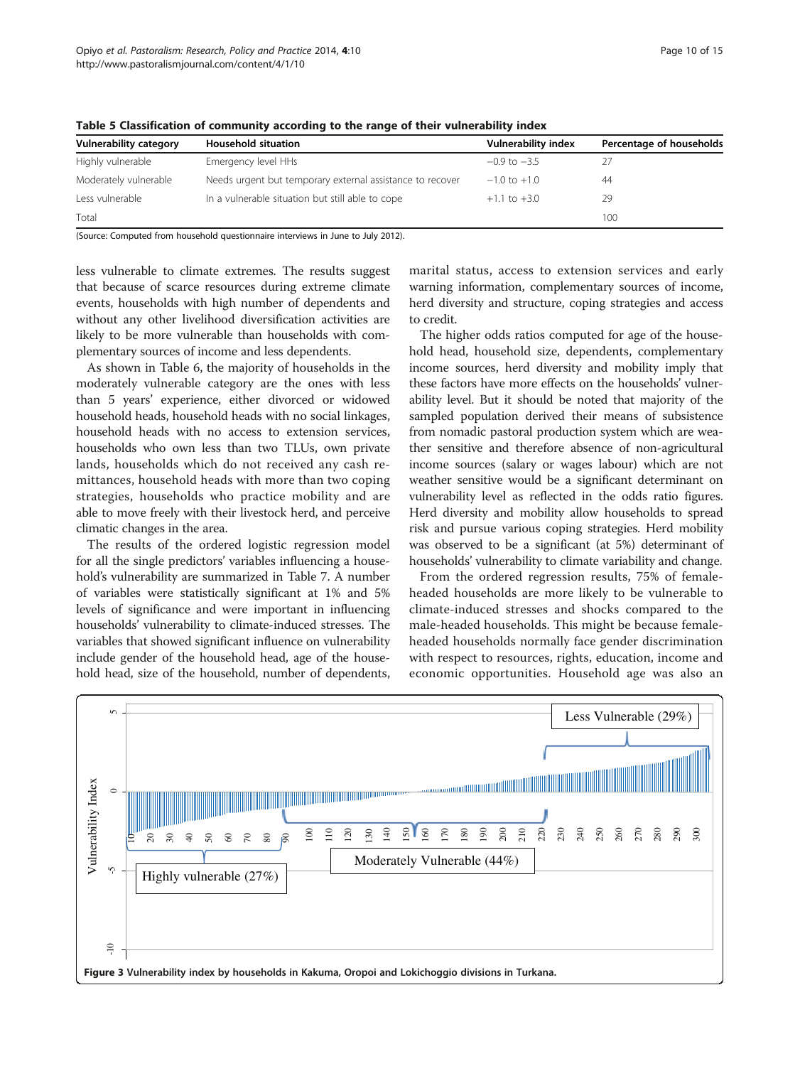**Table 5 Classification of community according to the range of their vulnerability index**

| Vulnerability category | Household situation | Vulnerability index | Percentage of households |
|---|---|---|---|
| Highly vulnerable | Emergency level HHs | −0.9 to −3.5 | 27 |
| Moderately vulnerable | Needs urgent but temporary external assistance to recover | −1.0 to +1.0 | 44 |
| Less vulnerable | In a vulnerable situation but still able to cope | +1.1 to +3.0 | 29 |
| Total | | | 100 |

(Source: Computed from household questionnaire interviews in June to July 2012).

less vulnerable to climate extremes. The results suggest that because of scarce resources during extreme climate events, households with high number of dependents and without any other livelihood diversification activities are likely to be more vulnerable than households with complementary sources of income and less dependents.

As shown in Table 6, the majority of households in the moderately vulnerable category are the ones with less than 5 years' experience, either divorced or widowed household heads, household heads with no social linkages, household heads with no access to extension services, households who own less than two TLUs, own private lands, households which do not received any cash remittances, household heads with more than two coping strategies, households who practice mobility and are able to move freely with their livestock herd, and perceive climatic changes in the area.

The results of the ordered logistic regression model for all the single predictors' variables influencing a household's vulnerability are summarized in Table 7. A number of variables were statistically significant at 1% and 5% levels of significance and were important in influencing households' vulnerability to climate-induced stresses. The variables that showed significant influence on vulnerability include gender of the household head, age of the household head, size of the household, number of dependents, marital status, access to extension services and early warning information, complementary sources of income, herd diversity and structure, coping strategies and access to credit.

The higher odds ratios computed for age of the household head, household size, dependents, complementary income sources, herd diversity and mobility imply that these factors have more effects on the households' vulnerability level. But it should be noted that majority of the sampled population derived their means of subsistence from nomadic pastoral production system which are weather sensitive and therefore absence of non-agricultural income sources (salary or wages labour) which are not weather sensitive would be a significant determinant on vulnerability level as reflected in the odds ratio figures. Herd diversity and mobility allow households to spread risk and pursue various coping strategies. Herd mobility was observed to be a significant (at 5%) determinant of households' vulnerability to climate variability and change.

From the ordered regression results, 75% of female-headed households are more likely to be vulnerable to climate-induced stresses and shocks compared to the male-headed households. This might be because female-headed households normally face gender discrimination with respect to resources, rights, education, income and economic opportunities. Household age was also an

**Figure 3** Vulnerability index by households in Kakuma, Oropoi and Lokichoggio divisions in Turkana.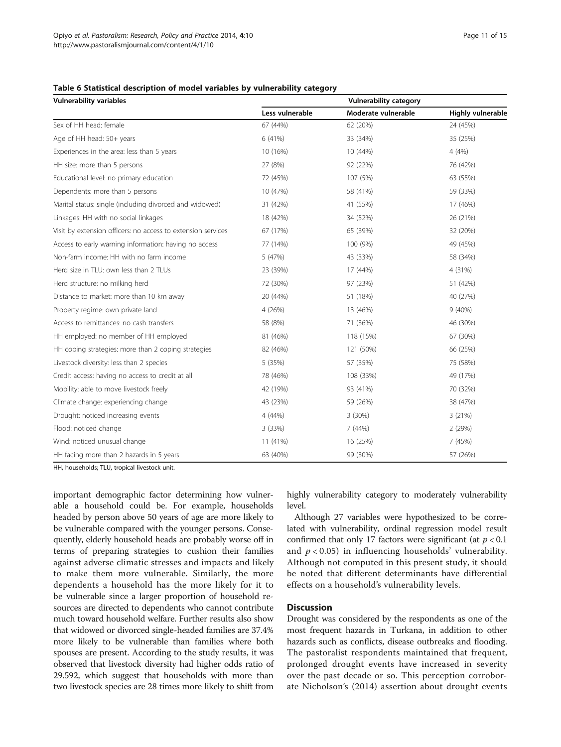**Table 6 Statistical description of model variables by vulnerability category**

| Vulnerability variables | Vulnerability category | | |
|---|---|---|---|
| | Less vulnerable | Moderate vulnerable | Highly vulnerable |
| Sex of HH head: female | 67 (44%) | 62 (20%) | 24 (45%) |
| Age of HH head: 50+ years | 6 (41%) | 33 (34%) | 35 (25%) |
| Experiences in the area: less than 5 years | 10 (16%) | 10 (44%) | 4 (4%) |
| HH size: more than 5 persons | 27 (8%) | 92 (22%) | 76 (42%) |
| Educational level: no primary education | 72 (45%) | 107 (5%) | 63 (55%) |
| Dependents: more than 5 persons | 10 (47%) | 58 (41%) | 59 (33%) |
| Marital status: single (including divorced and widowed) | 31 (42%) | 41 (55%) | 17 (46%) |
| Linkages: HH with no social linkages | 18 (42%) | 34 (52%) | 26 (21%) |
| Visit by extension officers: no access to extension services | 67 (17%) | 65 (39%) | 32 (20%) |
| Access to early warning information: having no access | 77 (14%) | 100 (9%) | 49 (45%) |
| Non-farm income: HH with no farm income | 5 (47%) | 43 (33%) | 58 (34%) |
| Herd size in TLU: own less than 2 TLUs | 23 (39%) | 17 (44%) | 4 (31%) |
| Herd structure: no milking herd | 72 (30%) | 97 (23%) | 51 (42%) |
| Distance to market: more than 10 km away | 20 (44%) | 51 (18%) | 40 (27%) |
| Property regime: own private land | 4 (26%) | 13 (46%) | 9 (40%) |
| Access to remittances: no cash transfers | 58 (8%) | 71 (36%) | 46 (30%) |
| HH employed: no member of HH employed | 81 (46%) | 118 (15%) | 67 (30%) |
| HH coping strategies: more than 2 coping strategies | 82 (46%) | 121 (50%) | 66 (25%) |
| Livestock diversity: less than 2 species | 5 (35%) | 57 (35%) | 75 (58%) |
| Credit access: having no access to credit at all | 78 (46%) | 108 (33%) | 49 (17%) |
| Mobility: able to move livestock freely | 42 (19%) | 93 (41%) | 70 (32%) |
| Climate change: experiencing change | 43 (23%) | 59 (26%) | 38 (47%) |
| Drought: noticed increasing events | 4 (44%) | 3 (30%) | 3 (21%) |
| Flood: noticed change | 3 (33%) | 7 (44%) | 2 (29%) |
| Wind: noticed unusual change | 11 (41%) | 16 (25%) | 7 (45%) |
| HH facing more than 2 hazards in 5 years | 63 (40%) | 99 (30%) | 57 (26%) |

HH, households; TLU, tropical livestock unit.

important demographic factor determining how vulnerable a household could be. For example, households headed by person above 50 years of age are more likely to be vulnerable compared with the younger persons. Consequently, elderly household heads are probably worse off in terms of preparing strategies to cushion their families against adverse climatic stresses and impacts and likely to make them more vulnerable. Similarly, the more dependents a household has the more likely for it to be vulnerable since a larger proportion of household resources are directed to dependents who cannot contribute much toward household welfare. Further results also show that widowed or divorced single-headed families are 37.4% more likely to be vulnerable than families where both spouses are present. According to the study results, it was observed that livestock diversity had higher odds ratio of 29.592, which suggest that households with more than two livestock species are 28 times more likely to shift from highly vulnerability category to moderately vulnerability level.

Although 27 variables were hypothesized to be correlated with vulnerability, ordinal regression model result confirmed that only 17 factors were significant (at $p < 0.1$ and $p < 0.05$) in influencing households' vulnerability. Although not computed in this present study, it should be noted that different determinants have differential effects on a household's vulnerability levels.

## Discussion

Drought was considered by the respondents as one of the most frequent hazards in Turkana, in addition to other hazards such as conflicts, disease outbreaks and flooding. The pastoralist respondents maintained that frequent, prolonged drought events have increased in severity over the past decade or so. This perception corroborate Nicholson's (2014) assertion about drought events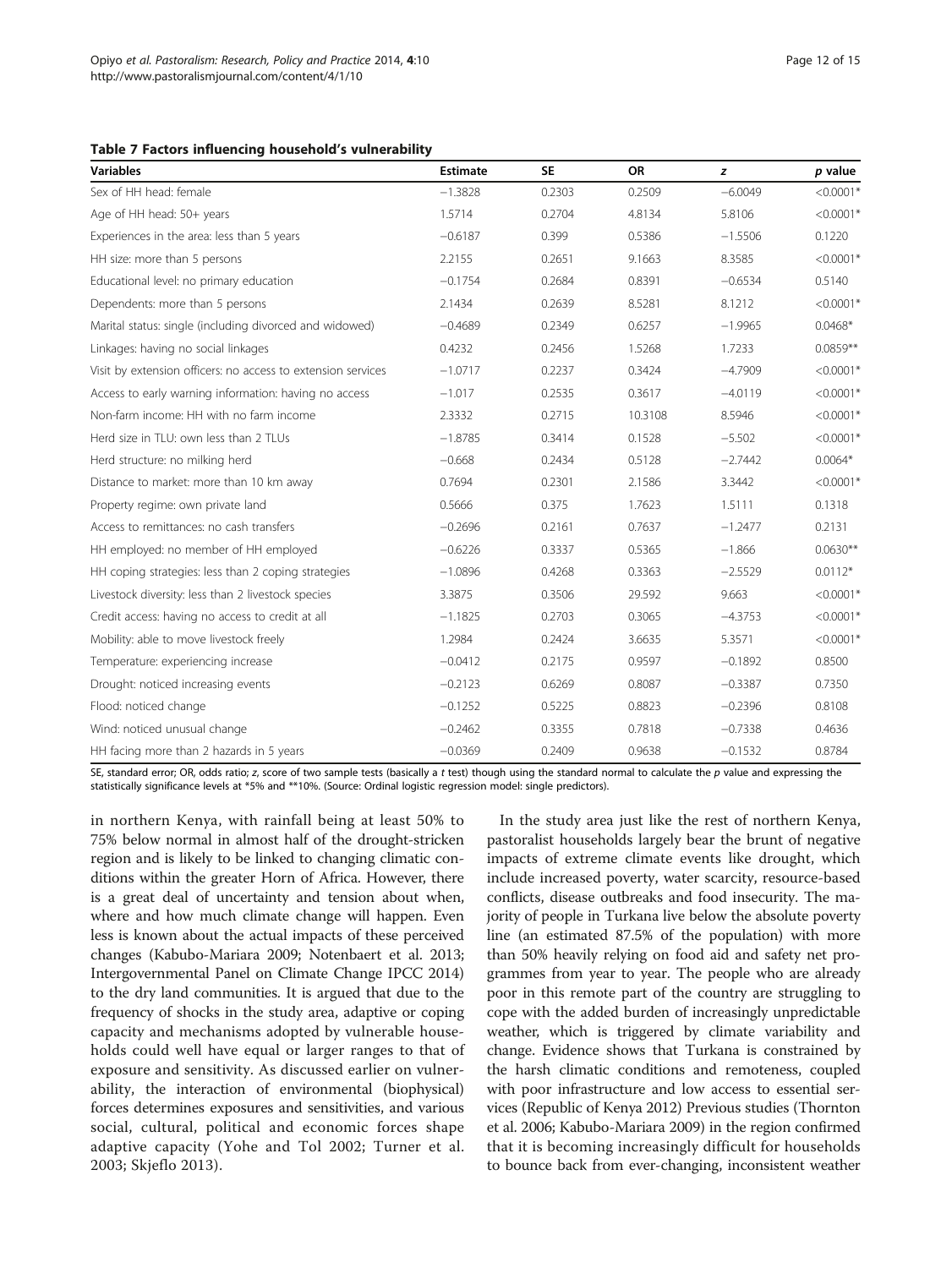**Table 7 Factors influencing household's vulnerability**

| Variables | Estimate | SE | OR | *z* | *p* value |
|---|---|---|---|---|---|
| Sex of HH head: female | −1.3828 | 0.2303 | 0.2509 | −6.0049 | <0.0001* |
| Age of HH head: 50+ years | 1.5714 | 0.2704 | 4.8134 | 5.8106 | <0.0001* |
| Experiences in the area: less than 5 years | −0.6187 | 0.399 | 0.5386 | −1.5506 | 0.1220 |
| HH size: more than 5 persons | 2.2155 | 0.2651 | 9.1663 | 8.3585 | <0.0001* |
| Educational level: no primary education | −0.1754 | 0.2684 | 0.8391 | −0.6534 | 0.5140 |
| Dependents: more than 5 persons | 2.1434 | 0.2639 | 8.5281 | 8.1212 | <0.0001* |
| Marital status: single (including divorced and widowed) | −0.4689 | 0.2349 | 0.6257 | −1.9965 | 0.0468* |
| Linkages: having no social linkages | 0.4232 | 0.2456 | 1.5268 | 1.7233 | 0.0859** |
| Visit by extension officers: no access to extension services | −1.0717 | 0.2237 | 0.3424 | −4.7909 | <0.0001* |
| Access to early warning information: having no access | −1.017 | 0.2535 | 0.3617 | −4.0119 | <0.0001* |
| Non-farm income: HH with no farm income | 2.3332 | 0.2715 | 10.3108 | 8.5946 | <0.0001* |
| Herd size in TLU: own less than 2 TLUs | −1.8785 | 0.3414 | 0.1528 | −5.502 | <0.0001* |
| Herd structure: no milking herd | −0.668 | 0.2434 | 0.5128 | −2.7442 | 0.0064* |
| Distance to market: more than 10 km away | 0.7694 | 0.2301 | 2.1586 | 3.3442 | <0.0001* |
| Property regime: own private land | 0.5666 | 0.375 | 1.7623 | 1.5111 | 0.1318 |
| Access to remittances: no cash transfers | −0.2696 | 0.2161 | 0.7637 | −1.2477 | 0.2131 |
| HH employed: no member of HH employed | −0.6226 | 0.3337 | 0.5365 | −1.866 | 0.0630** |
| HH coping strategies: less than 2 coping strategies | −1.0896 | 0.4268 | 0.3363 | −2.5529 | 0.0112* |
| Livestock diversity: less than 2 livestock species | 3.3875 | 0.3506 | 29.592 | 9.663 | <0.0001* |
| Credit access: having no access to credit at all | −1.1825 | 0.2703 | 0.3065 | −4.3753 | <0.0001* |
| Mobility: able to move livestock freely | 1.2984 | 0.2424 | 3.6635 | 5.3571 | <0.0001* |
| Temperature: experiencing increase | −0.0412 | 0.2175 | 0.9597 | −0.1892 | 0.8500 |
| Drought: noticed increasing events | −0.2123 | 0.6269 | 0.8087 | −0.3387 | 0.7350 |
| Flood: noticed change | −0.1252 | 0.5225 | 0.8823 | −0.2396 | 0.8108 |
| Wind: noticed unusual change | −0.2462 | 0.3355 | 0.7818 | −0.7338 | 0.4636 |
| HH facing more than 2 hazards in 5 years | −0.0369 | 0.2409 | 0.9638 | −0.1532 | 0.8784 |

SE, standard error; OR, odds ratio; *z*, score of two sample tests (basically a *t* test) though using the standard normal to calculate the *p* value and expressing the statistically significance levels at *5% and **10%. (Source: Ordinal logistic regression model: single predictors).

in northern Kenya, with rainfall being at least 50% to 75% below normal in almost half of the drought-stricken region and is likely to be linked to changing climatic conditions within the greater Horn of Africa. However, there is a great deal of uncertainty and tension about when, where and how much climate change will happen. Even less is known about the actual impacts of these perceived changes (Kabubo-Mariara 2009; Notenbaert et al. 2013; Intergovernmental Panel on Climate Change IPCC 2014) to the dry land communities. It is argued that due to the frequency of shocks in the study area, adaptive or coping capacity and mechanisms adopted by vulnerable households could well have equal or larger ranges to that of exposure and sensitivity. As discussed earlier on vulnerability, the interaction of environmental (biophysical) forces determines exposures and sensitivities, and various social, cultural, political and economic forces shape adaptive capacity (Yohe and Tol 2002; Turner et al. 2003; Skjeflo 2013).

In the study area just like the rest of northern Kenya, pastoralist households largely bear the brunt of negative impacts of extreme climate events like drought, which include increased poverty, water scarcity, resource-based conflicts, disease outbreaks and food insecurity. The majority of people in Turkana live below the absolute poverty line (an estimated 87.5% of the population) with more than 50% heavily relying on food aid and safety net programmes from year to year. The people who are already poor in this remote part of the country are struggling to cope with the added burden of increasingly unpredictable weather, which is triggered by climate variability and change. Evidence shows that Turkana is constrained by the harsh climatic conditions and remoteness, coupled with poor infrastructure and low access to essential services (Republic of Kenya 2012) Previous studies (Thornton et al. 2006; Kabubo-Mariara 2009) in the region confirmed that it is becoming increasingly difficult for households to bounce back from ever-changing, inconsistent weather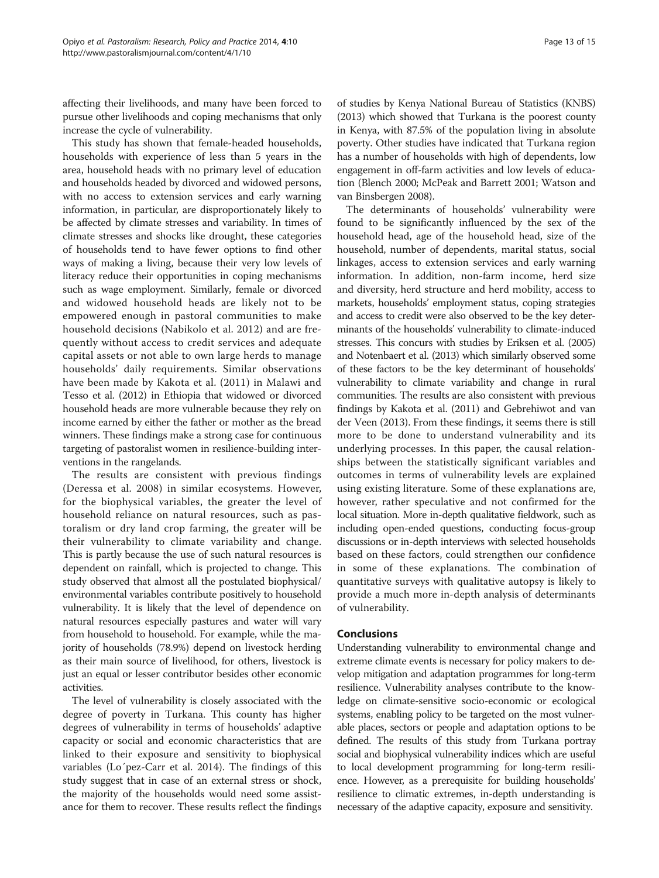affecting their livelihoods, and many have been forced to pursue other livelihoods and coping mechanisms that only increase the cycle of vulnerability.

This study has shown that female-headed households, households with experience of less than 5 years in the area, household heads with no primary level of education and households headed by divorced and widowed persons, with no access to extension services and early warning information, in particular, are disproportionately likely to be affected by climate stresses and variability. In times of climate stresses and shocks like drought, these categories of households tend to have fewer options to find other ways of making a living, because their very low levels of literacy reduce their opportunities in coping mechanisms such as wage employment. Similarly, female or divorced and widowed household heads are likely not to be empowered enough in pastoral communities to make household decisions (Nabikolo et al. 2012) and are frequently without access to credit services and adequate capital assets or not able to own large herds to manage households' daily requirements. Similar observations have been made by Kakota et al. (2011) in Malawi and Tesso et al. (2012) in Ethiopia that widowed or divorced household heads are more vulnerable because they rely on income earned by either the father or mother as the bread winners. These findings make a strong case for continuous targeting of pastoralist women in resilience-building interventions in the rangelands.

The results are consistent with previous findings (Deressa et al. 2008) in similar ecosystems. However, for the biophysical variables, the greater the level of household reliance on natural resources, such as pastoralism or dry land crop farming, the greater will be their vulnerability to climate variability and change. This is partly because the use of such natural resources is dependent on rainfall, which is projected to change. This study observed that almost all the postulated biophysical/environmental variables contribute positively to household vulnerability. It is likely that the level of dependence on natural resources especially pastures and water will vary from household to household. For example, while the majority of households (78.9%) depend on livestock herding as their main source of livelihood, for others, livestock is just an equal or lesser contributor besides other economic activities.

The level of vulnerability is closely associated with the degree of poverty in Turkana. This county has higher degrees of vulnerability in terms of households' adaptive capacity or social and economic characteristics that are linked to their exposure and sensitivity to biophysical variables (López-Carr et al. 2014). The findings of this study suggest that in case of an external stress or shock, the majority of the households would need some assistance for them to recover. These results reflect the findings of studies by Kenya National Bureau of Statistics (KNBS) (2013) which showed that Turkana is the poorest county in Kenya, with 87.5% of the population living in absolute poverty. Other studies have indicated that Turkana region has a number of households with high of dependents, low engagement in off-farm activities and low levels of education (Blench 2000; McPeak and Barrett 2001; Watson and van Binsbergen 2008).

The determinants of households' vulnerability were found to be significantly influenced by the sex of the household head, age of the household head, size of the household, number of dependents, marital status, social linkages, access to extension services and early warning information. In addition, non-farm income, herd size and diversity, herd structure and herd mobility, access to markets, households' employment status, coping strategies and access to credit were also observed to be the key determinants of the households' vulnerability to climate-induced stresses. This concurs with studies by Eriksen et al. (2005) and Notenbaert et al. (2013) which similarly observed some of these factors to be the key determinant of households' vulnerability to climate variability and change in rural communities. The results are also consistent with previous findings by Kakota et al. (2011) and Gebrehiwot and van der Veen (2013). From these findings, it seems there is still more to be done to understand vulnerability and its underlying processes. In this paper, the causal relationships between the statistically significant variables and outcomes in terms of vulnerability levels are explained using existing literature. Some of these explanations are, however, rather speculative and not confirmed for the local situation. More in-depth qualitative fieldwork, such as including open-ended questions, conducting focus-group discussions or in-depth interviews with selected households based on these factors, could strengthen our confidence in some of these explanations. The combination of quantitative surveys with qualitative autopsy is likely to provide a much more in-depth analysis of determinants of vulnerability.

## Conclusions

Understanding vulnerability to environmental change and extreme climate events is necessary for policy makers to develop mitigation and adaptation programmes for long-term resilience. Vulnerability analyses contribute to the knowledge on climate-sensitive socio-economic or ecological systems, enabling policy to be targeted on the most vulnerable places, sectors or people and adaptation options to be defined. The results of this study from Turkana portray social and biophysical vulnerability indices which are useful to local development programming for long-term resilience. However, as a prerequisite for building households' resilience to climatic extremes, in-depth understanding is necessary of the adaptive capacity, exposure and sensitivity.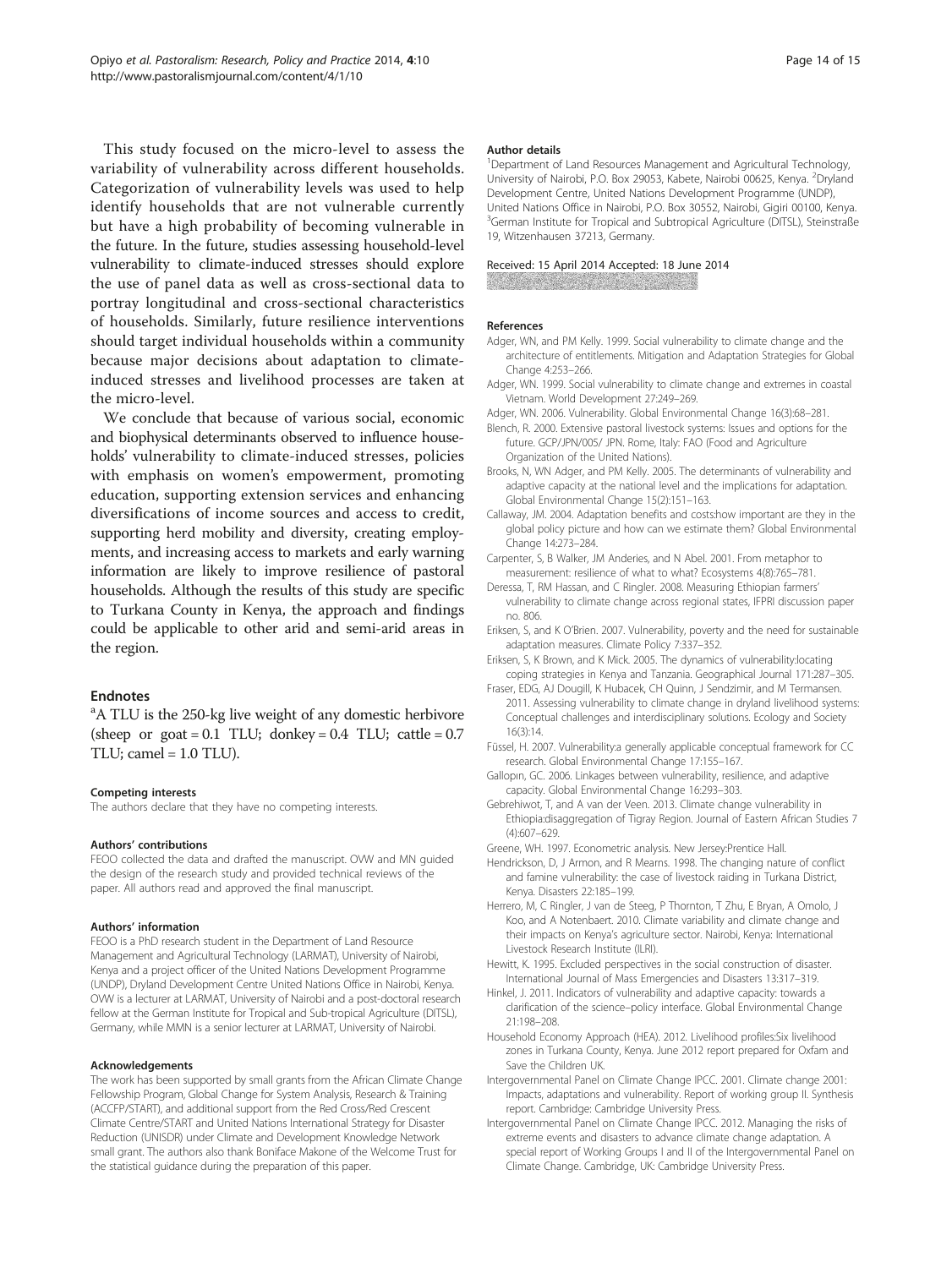This study focused on the micro-level to assess the variability of vulnerability across different households. Categorization of vulnerability levels was used to help identify households that are not vulnerable currently but have a high probability of becoming vulnerable in the future. In the future, studies assessing household-level vulnerability to climate-induced stresses should explore the use of panel data as well as cross-sectional data to portray longitudinal and cross-sectional characteristics of households. Similarly, future resilience interventions should target individual households within a community because major decisions about adaptation to climate-induced stresses and livelihood processes are taken at the micro-level.

We conclude that because of various social, economic and biophysical determinants observed to influence households' vulnerability to climate-induced stresses, policies with emphasis on women's empowerment, promoting education, supporting extension services and enhancing diversifications of income sources and access to credit, supporting herd mobility and diversity, creating employments, and increasing access to markets and early warning information are likely to improve resilience of pastoral households. Although the results of this study are specific to Turkana County in Kenya, the approach and findings could be applicable to other arid and semi-arid areas in the region.

## Endnotes

[a]A TLU is the 250-kg live weight of any domestic herbivore (sheep or goat = 0.1 TLU; donkey = 0.4 TLU; cattle = 0.7 TLU; camel = 1.0 TLU).

#### Competing interests

The authors declare that they have no competing interests.

#### Authors' contributions

FEOO collected the data and drafted the manuscript. OVW and MN guided the design of the research study and provided technical reviews of the paper. All authors read and approved the final manuscript.

#### Authors' information

FEOO is a PhD research student in the Department of Land Resource Management and Agricultural Technology (LARMAT), University of Nairobi, Kenya and a project officer of the United Nations Development Programme (UNDP), Dryland Development Centre United Nations Office in Nairobi, Kenya. OVW is a lecturer at LARMAT, University of Nairobi and a post-doctoral research fellow at the German Institute for Tropical and Sub-tropical Agriculture (DITSL), Germany, while MMN is a senior lecturer at LARMAT, University of Nairobi.

#### Acknowledgements

The work has been supported by small grants from the African Climate Change Fellowship Program, Global Change for System Analysis, Research & Training (ACCFP/START), and additional support from the Red Cross/Red Crescent Climate Centre/START and United Nations International Strategy for Disaster Reduction (UNISDR) under Climate and Development Knowledge Network small grant. The authors also thank Boniface Makone of the Welcome Trust for the statistical guidance during the preparation of this paper.

#### Author details

[1]Department of Land Resources Management and Agricultural Technology, University of Nairobi, P.O. Box 29053, Kabete, Nairobi 00625, Kenya. [2]Dryland Development Centre, United Nations Development Programme (UNDP), United Nations Office in Nairobi, P.O. Box 30552, Nairobi, Gigiri 00100, Kenya. [3]German Institute for Tropical and Subtropical Agriculture (DITSL), Steinstraße 19, Witzenhausen 37213, Germany.

Received: 15 April 2014 Accepted: 18 June 2014

#### References

Adger, WN, and PM Kelly. 1999. Social vulnerability to climate change and the architecture of entitlements. Mitigation and Adaptation Strategies for Global Change 4:253–266.

Adger, WN. 1999. Social vulnerability to climate change and extremes in coastal Vietnam. World Development 27:249–269.

Adger, WN. 2006. Vulnerability. Global Environmental Change 16(3):68–281.

Blench, R. 2000. Extensive pastoral livestock systems: Issues and options for the future. GCP/JPN/005/ JPN. Rome, Italy: FAO (Food and Agriculture Organization of the United Nations).

Brooks, N, WN Adger, and PM Kelly. 2005. The determinants of vulnerability and adaptive capacity at the national level and the implications for adaptation. Global Environmental Change 15(2):151–163.

Callaway, JM. 2004. Adaptation benefits and costs:how important are they in the global policy picture and how can we estimate them? Global Environmental Change 14:273–284.

Carpenter, S, B Walker, JM Anderies, and N Abel. 2001. From metaphor to measurement: resilience of what to what? Ecosystems 4(8):765–781.

Deressa, T, RM Hassan, and C Ringler. 2008. Measuring Ethiopian farmers' vulnerability to climate change across regional states, IFPRI discussion paper no. 806.

Eriksen, S, and K O'Brien. 2007. Vulnerability, poverty and the need for sustainable adaptation measures. Climate Policy 7:337–352.

Eriksen, S, K Brown, and K Mick. 2005. The dynamics of vulnerability:locating coping strategies in Kenya and Tanzania. Geographical Journal 171:287–305.

Fraser, EDG, AJ Dougill, K Hubacek, CH Quinn, J Sendzimir, and M Termansen. 2011. Assessing vulnerability to climate change in dryland livelihood systems: Conceptual challenges and interdisciplinary solutions. Ecology and Society 16(3):14.

Füssel, H. 2007. Vulnerability:a generally applicable conceptual framework for CC research. Global Environmental Change 17:155–167.

Gallopın, GC. 2006. Linkages between vulnerability, resilience, and adaptive capacity. Global Environmental Change 16:293–303.

Gebrehiwot, T, and A van der Veen. 2013. Climate change vulnerability in Ethiopia:disaggregation of Tigray Region. Journal of Eastern African Studies 7 (4):607–629.

Greene, WH. 1997. Econometric analysis. New Jersey:Prentice Hall.

Hendrickson, D, J Armon, and R Mearns. 1998. The changing nature of conflict and famine vulnerability: the case of livestock raiding in Turkana District, Kenya. Disasters 22:185–199.

Herrero, M, C Ringler, J van de Steeg, P Thornton, T Zhu, E Bryan, A Omolo, J Koo, and A Notenbaert. 2010. Climate variability and climate change and their impacts on Kenya's agriculture sector. Nairobi, Kenya: International Livestock Research Institute (ILRI).

Hewitt, K. 1995. Excluded perspectives in the social construction of disaster. International Journal of Mass Emergencies and Disasters 13:317–319.

Hinkel, J. 2011. Indicators of vulnerability and adaptive capacity: towards a clarification of the science–policy interface. Global Environmental Change 21:198–208.

Household Economy Approach (HEA). 2012. Livelihood profiles:Six livelihood zones in Turkana County, Kenya. June 2012 report prepared for Oxfam and Save the Children UK.

Intergovernmental Panel on Climate Change IPCC. 2001. Climate change 2001: Impacts, adaptations and vulnerability. Report of working group II. Synthesis report. Cambridge: Cambridge University Press.

Intergovernmental Panel on Climate Change IPCC. 2012. Managing the risks of extreme events and disasters to advance climate change adaptation. A special report of Working Groups I and II of the Intergovernmental Panel on Climate Change. Cambridge, UK: Cambridge University Press.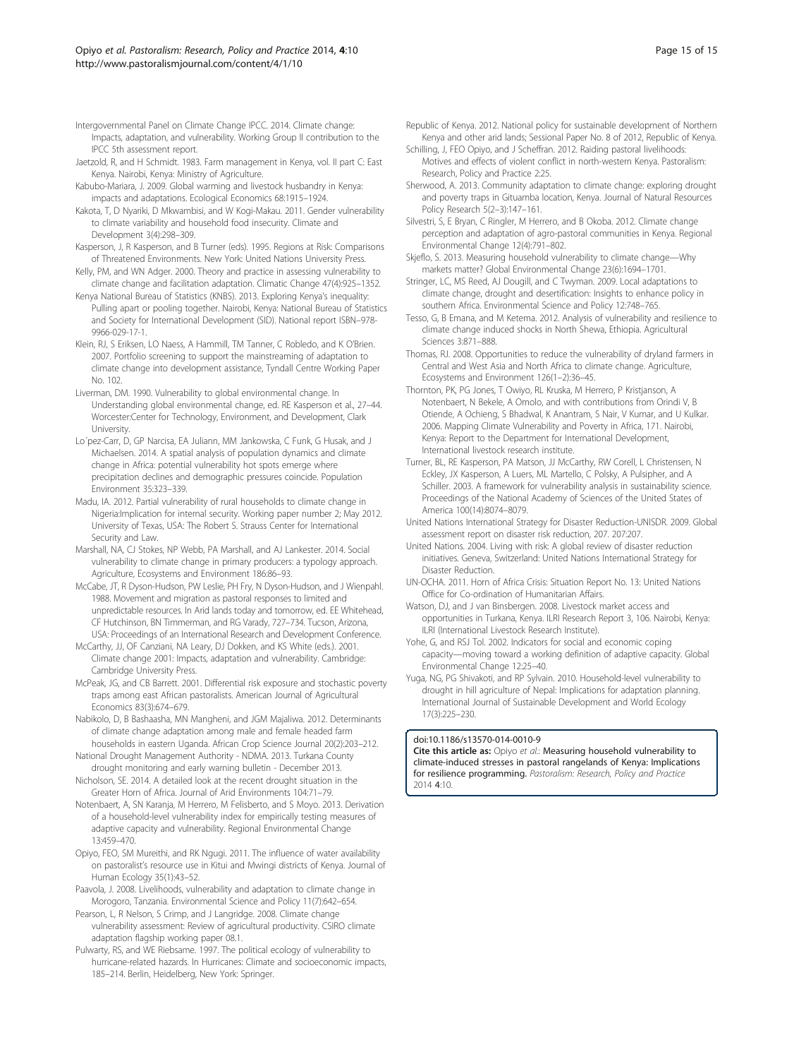Intergovernmental Panel on Climate Change IPCC. 2014. Climate change: Impacts, adaptation, and vulnerability. Working Group II contribution to the IPCC 5th assessment report.

Jaetzold, R, and H Schmidt. 1983. Farm management in Kenya, vol. II part C: East Kenya. Nairobi, Kenya: Ministry of Agriculture.

Kabubo-Mariara, J. 2009. Global warming and livestock husbandry in Kenya: impacts and adaptations. Ecological Economics 68:1915–1924.

Kakota, T, D Nyariki, D Mkwambisi, and W Kogi-Makau. 2011. Gender vulnerability to climate variability and household food insecurity. Climate and Development 3(4):298–309.

Kasperson, J, R Kasperson, and B Turner (eds). 1995. Regions at Risk: Comparisons of Threatened Environments. New York: United Nations University Press.

Kelly, PM, and WN Adger. 2000. Theory and practice in assessing vulnerability to climate change and facilitation adaptation. Climatic Change 47(4):925–1352.

Kenya National Bureau of Statistics (KNBS). 2013. Exploring Kenya's inequality: Pulling apart or pooling together. Nairobi, Kenya: National Bureau of Statistics and Society for International Development (SID). National report ISBN–978-9966-029-17-1.

Klein, RJ, S Eriksen, LO Naess, A Hammill, TM Tanner, C Robledo, and K O'Brien. 2007. Portfolio screening to support the mainstreaming of adaptation to climate change into development assistance, Tyndall Centre Working Paper No. 102.

Liverman, DM. 1990. Vulnerability to global environmental change. In Understanding global environmental change, ed. RE Kasperson et al., 27–44. Worcester:Center for Technology, Environment, and Development, Clark University.

Lo´pez-Carr, D, GP Narcisa, EA Juliann, MM Jankowska, C Funk, G Husak, and J Michaelsen. 2014. A spatial analysis of population dynamics and climate change in Africa: potential vulnerability hot spots emerge where precipitation declines and demographic pressures coincide. Population Environment 35:323–339.

Madu, IA. 2012. Partial vulnerability of rural households to climate change in Nigeria:Implication for internal security. Working paper number 2; May 2012. University of Texas, USA: The Robert S. Strauss Center for International Security and Law.

Marshall, NA, CJ Stokes, NP Webb, PA Marshall, and AJ Lankester. 2014. Social vulnerability to climate change in primary producers: a typology approach. Agriculture, Ecosystems and Environment 186:86–93.

McCabe, JT, R Dyson-Hudson, PW Leslie, PH Fry, N Dyson-Hudson, and J Wienpahl. 1988. Movement and migration as pastoral responses to limited and unpredictable resources. In Arid lands today and tomorrow, ed. EE Whitehead, CF Hutchinson, BN Timmerman, and RG Varady, 727–734. Tucson, Arizona, USA: Proceedings of an International Research and Development Conference.

McCarthy, JJ, OF Canziani, NA Leary, DJ Dokken, and KS White (eds.). 2001. Climate change 2001: Impacts, adaptation and vulnerability. Cambridge: Cambridge University Press.

McPeak, JG, and CB Barrett. 2001. Differential risk exposure and stochastic poverty traps among east African pastoralists. American Journal of Agricultural Economics 83(3):674–679.

Nabikolo, D, B Bashaasha, MN Mangheni, and JGM Majaliwa. 2012. Determinants of climate change adaptation among male and female headed farm households in eastern Uganda. African Crop Science Journal 20(2):203–212.

National Drought Management Authority - NDMA. 2013. Turkana County drought monitoring and early warning bulletin - December 2013.

Nicholson, SE. 2014. A detailed look at the recent drought situation in the Greater Horn of Africa. Journal of Arid Environments 104:71–79.

Notenbaert, A, SN Karanja, M Herrero, M Felisberto, and S Moyo. 2013. Derivation of a household-level vulnerability index for empirically testing measures of adaptive capacity and vulnerability. Regional Environmental Change 13:459–470.

Opiyo, FEO, SM Mureithi, and RK Ngugi. 2011. The influence of water availability on pastoralist's resource use in Kitui and Mwingi districts of Kenya. Journal of Human Ecology 35(1):43–52.

Paavola, J. 2008. Livelihoods, vulnerability and adaptation to climate change in Morogoro, Tanzania. Environmental Science and Policy 11(7):642–654.

Pearson, L, R Nelson, S Crimp, and J Langridge. 2008. Climate change vulnerability assessment: Review of agricultural productivity. CSIRO climate adaptation flagship working paper 08.1.

Pulwarty, RS, and WE Riebsame. 1997. The political ecology of vulnerability to hurricane-related hazards. In Hurricanes: Climate and socioeconomic impacts, 185–214. Berlin, Heidelberg, New York: Springer.

Republic of Kenya. 2012. National policy for sustainable development of Northern Kenya and other arid lands; Sessional Paper No. 8 of 2012, Republic of Kenya.

Schilling, J, FEO Opiyo, and J Scheffran. 2012. Raiding pastoral livelihoods: Motives and effects of violent conflict in north-western Kenya. Pastoralism: Research, Policy and Practice 2:25.

Sherwood, A. 2013. Community adaptation to climate change: exploring drought and poverty traps in Gituamba location, Kenya. Journal of Natural Resources Policy Research 5(2–3):147–161.

Silvestri, S, E Bryan, C Ringler, M Herrero, and B Okoba. 2012. Climate change perception and adaptation of agro-pastoral communities in Kenya. Regional Environmental Change 12(4):791–802.

Skjeflo, S. 2013. Measuring household vulnerability to climate change—Why markets matter? Global Environmental Change 23(6):1694–1701.

Stringer, LC, MS Reed, AJ Dougill, and C Twyman. 2009. Local adaptations to climate change, drought and desertification: Insights to enhance policy in southern Africa. Environmental Science and Policy 12:748–765.

Tesso, G, B Emana, and M Ketema. 2012. Analysis of vulnerability and resilience to climate change induced shocks in North Shewa, Ethiopia. Agricultural Sciences 3:871–888.

Thomas, RJ. 2008. Opportunities to reduce the vulnerability of dryland farmers in Central and West Asia and North Africa to climate change. Agriculture, Ecosystems and Environment 126(1–2):36–45.

Thornton, PK, PG Jones, T Owiyo, RL Kruska, M Herrero, P Kristjanson, A Notenbaert, N Bekele, A Omolo, and with contributions from Orindi V, B Otiende, A Ochieng, S Bhadwal, K Anantram, S Nair, V Kumar, and U Kulkar. 2006. Mapping Climate Vulnerability and Poverty in Africa, 171. Nairobi, Kenya: Report to the Department for International Development, International livestock research institute.

Turner, BL, RE Kasperson, PA Matson, JJ McCarthy, RW Corell, L Christensen, N Eckley, JX Kasperson, A Luers, ML Martello, C Polsky, A Pulsipher, and A Schiller. 2003. A framework for vulnerability analysis in sustainability science. Proceedings of the National Academy of Sciences of the United States of America 100(14):8074–8079.

United Nations International Strategy for Disaster Reduction-UNISDR. 2009. Global assessment report on disaster risk reduction, 207. 207:207.

United Nations. 2004. Living with risk: A global review of disaster reduction initiatives. Geneva, Switzerland: United Nations International Strategy for Disaster Reduction.

UN-OCHA. 2011. Horn of Africa Crisis: Situation Report No. 13: United Nations Office for Co-ordination of Humanitarian Affairs.

Watson, DJ, and J van Binsbergen. 2008. Livestock market access and opportunities in Turkana, Kenya. ILRI Research Report 3, 106. Nairobi, Kenya: ILRI (International Livestock Research Institute).

Yohe, G, and RSJ Tol. 2002. Indicators for social and economic coping capacity—moving toward a working definition of adaptive capacity. Global Environmental Change 12:25–40.

Yuga, NG, PG Shivakoti, and RP Sylvain. 2010. Household-level vulnerability to drought in hill agriculture of Nepal: Implications for adaptation planning. International Journal of Sustainable Development and World Ecology 17(3):225–230.

doi:10.1186/s13570-014-0010-9

**Cite this article as:** Opiyo *et al.*: **Measuring household vulnerability to climate-induced stresses in pastoral rangelands of Kenya: Implications for resilience programming.** *Pastoralism: Research, Policy and Practice* 2014 **4**:10.